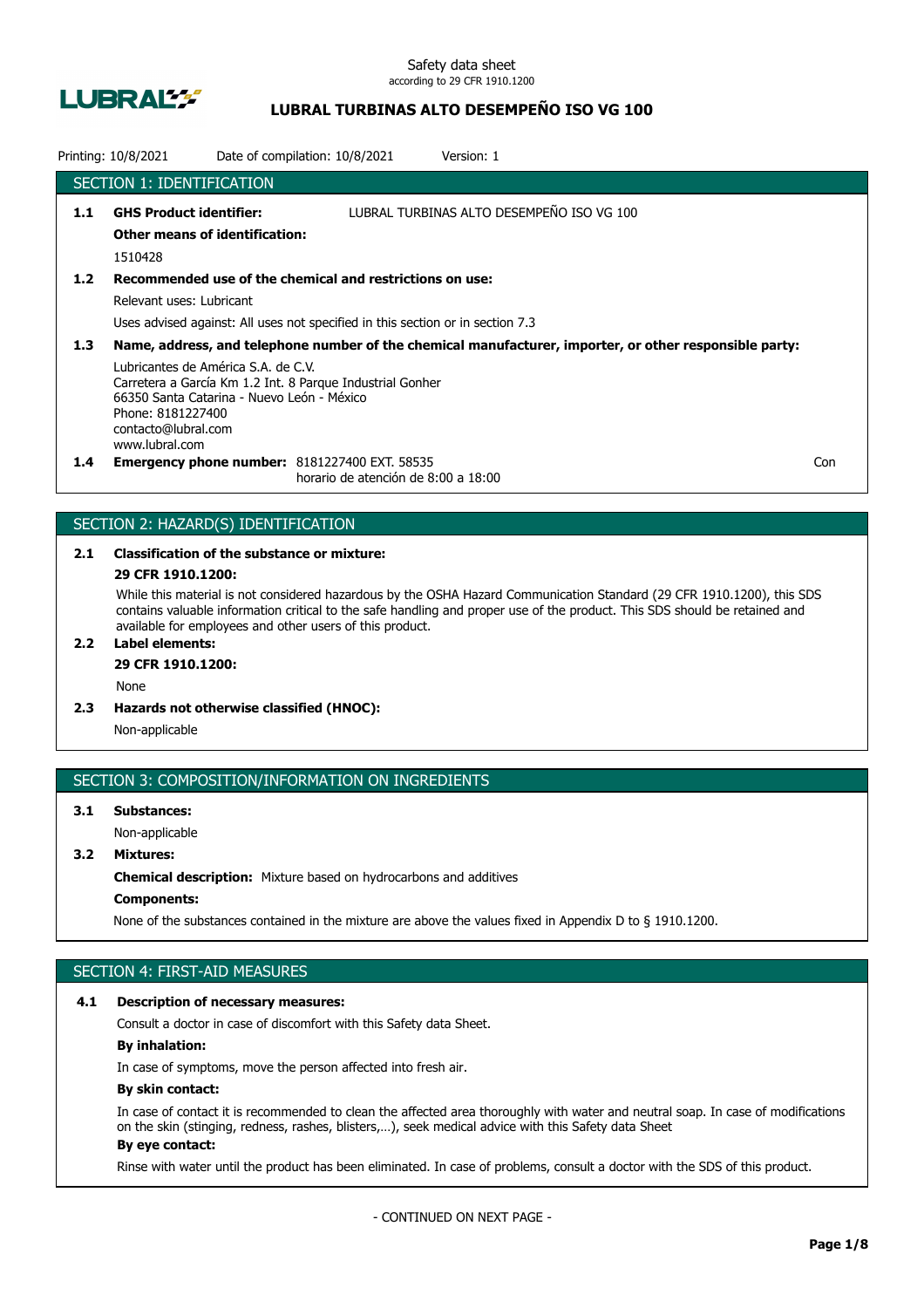Safety data sheet
according to 29 CFR 1910.1200

# LUBRAL TURBINAS ALTO DESEMPEÑO ISO VG 100

Printing: 10/8/2021 Date of compilation: 10/8/2021 Version: 1

## SECTION 1: IDENTIFICATION

**1.1 GHS Product identifier:** LUBRAL TURBINAS ALTO DESEMPEÑO ISO VG 100

**Other means of identification:**

1510428

**1.2 Recommended use of the chemical and restrictions on use:**

Relevant uses: Lubricant

Uses advised against: All uses not specified in this section or in section 7.3

**1.3 Name, address, and telephone number of the chemical manufacturer, importer, or other responsible party:**

Lubricantes de América S.A. de C.V.
Carretera a García Km 1.2 Int. 8 Parque Industrial Gonher
66350 Santa Catarina - Nuevo León - México
Phone: 8181227400
contacto@lubral.com
www.lubral.com

**1.4 Emergency phone number:** 8181227400 EXT. 58535
horario de atención de 8:00 a 18:00 Con

## SECTION 2: HAZARD(S) IDENTIFICATION

**2.1 Classification of the substance or mixture:**

**29 CFR 1910.1200:**

While this material is not considered hazardous by the OSHA Hazard Communication Standard (29 CFR 1910.1200), this SDS contains valuable information critical to the safe handling and proper use of the product. This SDS should be retained and available for employees and other users of this product.

**2.2 Label elements:**

**29 CFR 1910.1200:**

None

**2.3 Hazards not otherwise classified (HNOC):**

Non-applicable

## SECTION 3: COMPOSITION/INFORMATION ON INGREDIENTS

**3.1 Substances:**

Non-applicable

**3.2 Mixtures:**

**Chemical description:** Mixture based on hydrocarbons and additives

**Components:**

None of the substances contained in the mixture are above the values fixed in Appendix D to § 1910.1200.

## SECTION 4: FIRST-AID MEASURES

**4.1 Description of necessary measures:**

Consult a doctor in case of discomfort with this Safety data Sheet.

**By inhalation:**

In case of symptoms, move the person affected into fresh air.

**By skin contact:**

In case of contact it is recommended to clean the affected area thoroughly with water and neutral soap. In case of modifications on the skin (stinging, redness, rashes, blisters,…), seek medical advice with this Safety data Sheet

**By eye contact:**

Rinse with water until the product has been eliminated. In case of problems, consult a doctor with the SDS of this product.

- CONTINUED ON NEXT PAGE -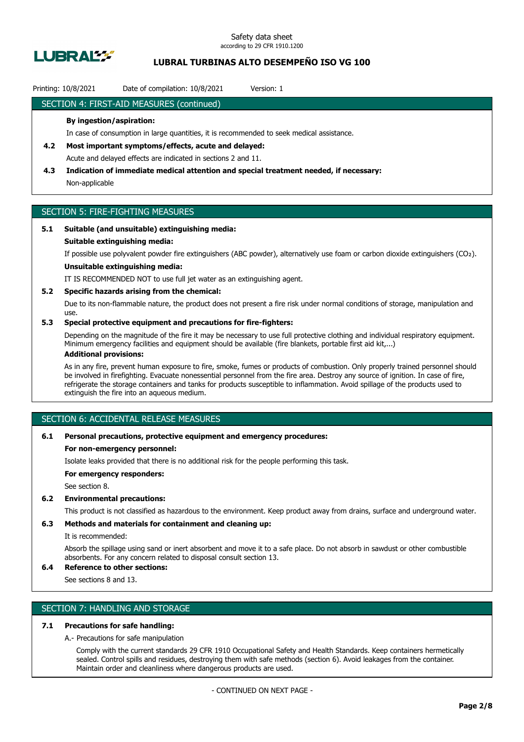## SECTION 4: FIRST-AID MEASURES (continued)

**By ingestion/aspiration:**

In case of consumption in large quantities, it is recommended to seek medical assistance.

**4.2 Most important symptoms/effects, acute and delayed:**

Acute and delayed effects are indicated in sections 2 and 11.

**4.3 Indication of immediate medical attention and special treatment needed, if necessary:**

Non-applicable

## SECTION 5: FIRE-FIGHTING MEASURES

**5.1 Suitable (and unsuitable) extinguishing media:**

**Suitable extinguishing media:**

If possible use polyvalent powder fire extinguishers (ABC powder), alternatively use foam or carbon dioxide extinguishers ($CO_2$).

**Unsuitable extinguishing media:**

IT IS RECOMMENDED NOT to use full jet water as an extinguishing agent.

**5.2 Specific hazards arising from the chemical:**

Due to its non-flammable nature, the product does not present a fire risk under normal conditions of storage, manipulation and use.

**5.3 Special protective equipment and precautions for fire-fighters:**

Depending on the magnitude of the fire it may be necessary to use full protective clothing and individual respiratory equipment. Minimum emergency facilities and equipment should be available (fire blankets, portable first aid kit,...)

**Additional provisions:**

As in any fire, prevent human exposure to fire, smoke, fumes or products of combustion. Only properly trained personnel should be involved in firefighting. Evacuate nonessential personnel from the fire area. Destroy any source of ignition. In case of fire, refrigerate the storage containers and tanks for products susceptible to inflammation. Avoid spillage of the products used to extinguish the fire into an aqueous medium.

## SECTION 6: ACCIDENTAL RELEASE MEASURES

**6.1 Personal precautions, protective equipment and emergency procedures:**

**For non-emergency personnel:**

Isolate leaks provided that there is no additional risk for the people performing this task.

**For emergency responders:**

See section 8.

**6.2 Environmental precautions:**

This product is not classified as hazardous to the environment. Keep product away from drains, surface and underground water.

**6.3 Methods and materials for containment and cleaning up:**

It is recommended:

Absorb the spillage using sand or inert absorbent and move it to a safe place. Do not absorb in sawdust or other combustible absorbents. For any concern related to disposal consult section 13.

**6.4 Reference to other sections:**

See sections 8 and 13.

## SECTION 7: HANDLING AND STORAGE

**7.1 Precautions for safe handling:**

A.- Precautions for safe manipulation

Comply with the current standards 29 CFR 1910 Occupational Safety and Health Standards. Keep containers hermetically sealed. Control spills and residues, destroying them with safe methods (section 6). Avoid leakages from the container. Maintain order and cleanliness where dangerous products are used.

- CONTINUED ON NEXT PAGE -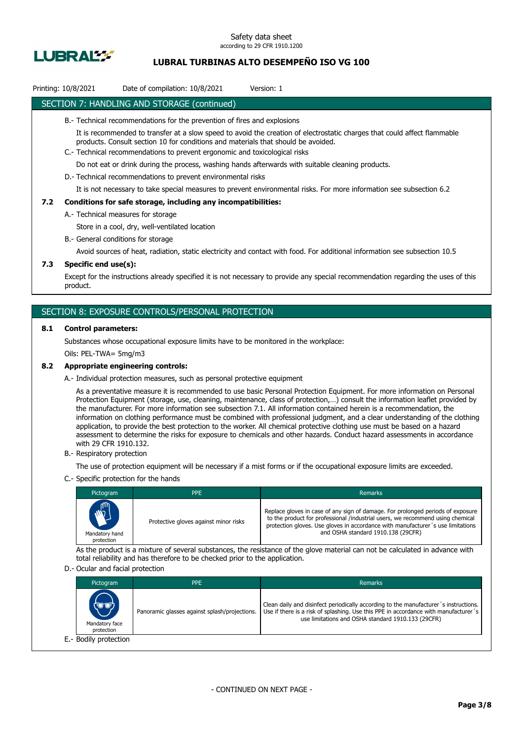## SECTION 7: HANDLING AND STORAGE (continued)

B.- Technical recommendations for the prevention of fires and explosions

It is recommended to transfer at a slow speed to avoid the creation of electrostatic charges that could affect flammable products. Consult section 10 for conditions and materials that should be avoided.

C.- Technical recommendations to prevent ergonomic and toxicological risks

Do not eat or drink during the process, washing hands afterwards with suitable cleaning products.

D.- Technical recommendations to prevent environmental risks

It is not necessary to take special measures to prevent environmental risks. For more information see subsection 6.2

### 7.2 Conditions for safe storage, including any incompatibilities:

A.- Technical measures for storage

Store in a cool, dry, well-ventilated location

B.- General conditions for storage

Avoid sources of heat, radiation, static electricity and contact with food. For additional information see subsection 10.5

### 7.3 Specific end use(s):

Except for the instructions already specified it is not necessary to provide any special recommendation regarding the uses of this product.

## SECTION 8: EXPOSURE CONTROLS/PERSONAL PROTECTION

### 8.1 Control parameters:

Substances whose occupational exposure limits have to be monitored in the workplace:

Oils: PEL-TWA= 5mg/m3

### 8.2 Appropriate engineering controls:

A.- Individual protection measures, such as personal protective equipment

As a preventative measure it is recommended to use basic Personal Protection Equipment. For more information on Personal Protection Equipment (storage, use, cleaning, maintenance, class of protection,…) consult the information leaflet provided by the manufacturer. For more information see subsection 7.1. All information contained herein is a recommendation, the information on clothing performance must be combined with professional judgment, and a clear understanding of the clothing application, to provide the best protection to the worker. All chemical protective clothing use must be based on a hazard assessment to determine the risks for exposure to chemicals and other hazards. Conduct hazard assessments in accordance with 29 CFR 1910.132.

B.- Respiratory protection

The use of protection equipment will be necessary if a mist forms or if the occupational exposure limits are exceeded.

C.- Specific protection for the hands

| Pictogram | PPE | Remarks |
|---|---|---|
| Mandatory hand protection | Protective gloves against minor risks | Replace gloves in case of any sign of damage. For prolonged periods of exposure to the product for professional /industrial users, we recommend using chemical protection gloves. Use gloves in accordance with manufacturer´s use limitations and OSHA standard 1910.138 (29CFR) |

As the product is a mixture of several substances, the resistance of the glove material can not be calculated in advance with total reliability and has therefore to be checked prior to the application.

D.- Ocular and facial protection

| Pictogram | PPE | Remarks |
|---|---|---|
| Mandatory face protection | Panoramic glasses against splash/projections. | Clean daily and disinfect periodically according to the manufacturer´s instructions. Use if there is a risk of splashing. Use this PPE in accordance with manufacturer´s use limitations and OSHA standard 1910.133 (29CFR) |

E.- Bodily protection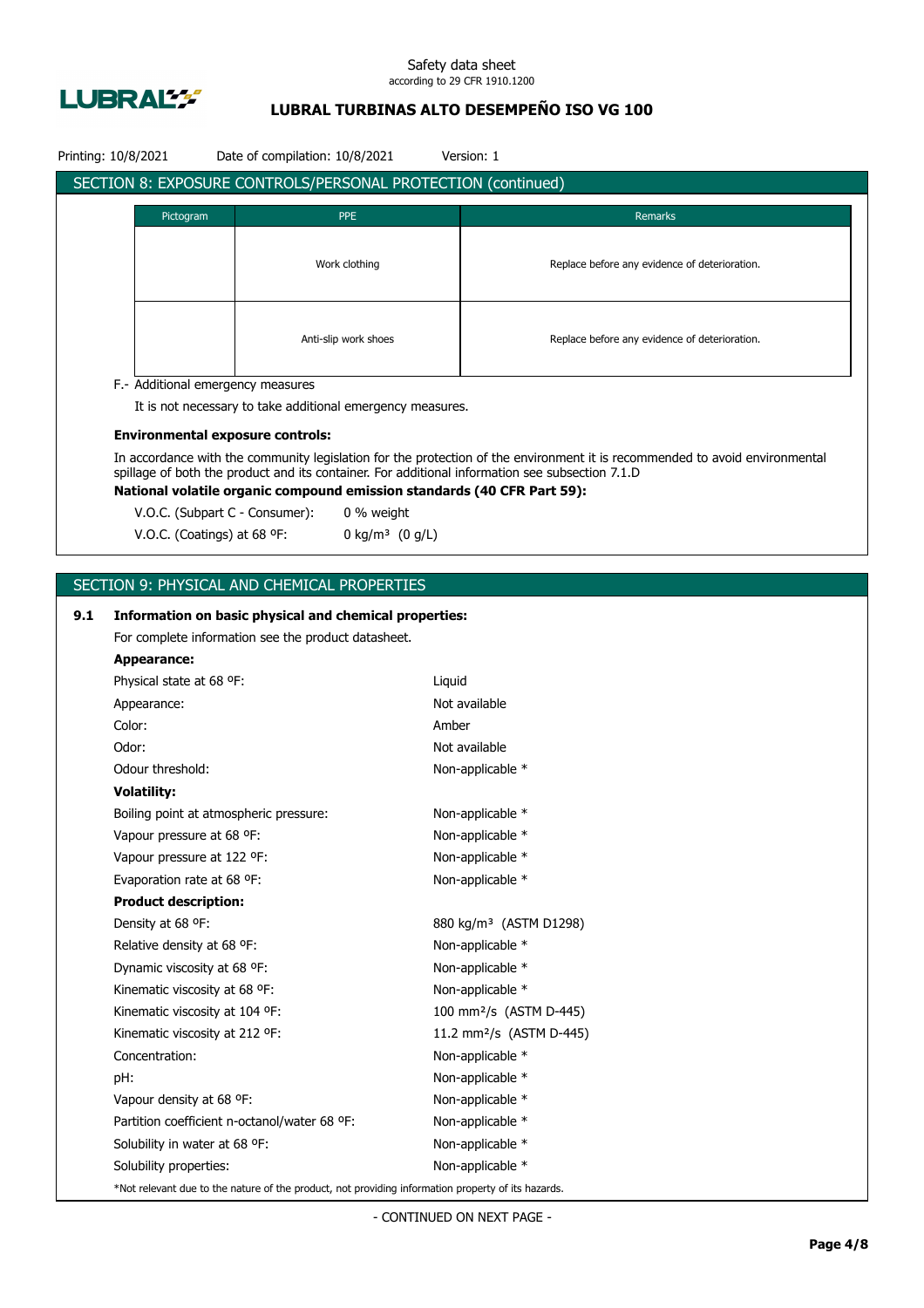## SECTION 8: EXPOSURE CONTROLS/PERSONAL PROTECTION (continued)

| Pictogram | PPE | Remarks |
|---|---|---|
| | Work clothing | Replace before any evidence of deterioration. |
| | Anti-slip work shoes | Replace before any evidence of deterioration. |

F.- Additional emergency measures

It is not necessary to take additional emergency measures.

**Environmental exposure controls:**

In accordance with the community legislation for the protection of the environment it is recommended to avoid environmental spillage of both the product and its container. For additional information see subsection 7.1.D

**National volatile organic compound emission standards (40 CFR Part 59):**

V.O.C. (Subpart C - Consumer): 0 % weight

V.O.C. (Coatings) at 68 ºF: 0 kg/m³ (0 g/L)

## SECTION 9: PHYSICAL AND CHEMICAL PROPERTIES

**9.1 Information on basic physical and chemical properties:**

For complete information see the product datasheet.

**Appearance:**

| | |
|---|---|
| Physical state at 68 ºF: | Liquid |
| Appearance: | Not available |
| Color: | Amber |
| Odor: | Not available |
| Odour threshold: | Non-applicable * |

**Volatility:**

| | |
|---|---|
| Boiling point at atmospheric pressure: | Non-applicable * |
| Vapour pressure at 68 ºF: | Non-applicable * |
| Vapour pressure at 122 ºF: | Non-applicable * |
| Evaporation rate at 68 ºF: | Non-applicable * |

**Product description:**

| | |
|---|---|
| Density at 68 ºF: | 880 kg/m³ (ASTM D1298) |
| Relative density at 68 ºF: | Non-applicable * |
| Dynamic viscosity at 68 ºF: | Non-applicable * |
| Kinematic viscosity at 68 ºF: | Non-applicable * |
| Kinematic viscosity at 104 ºF: | 100 mm²/s (ASTM D-445) |
| Kinematic viscosity at 212 ºF: | 11.2 mm²/s (ASTM D-445) |
| Concentration: | Non-applicable * |
| pH: | Non-applicable * |
| Vapour density at 68 ºF: | Non-applicable * |
| Partition coefficient n-octanol/water 68 ºF: | Non-applicable * |
| Solubility in water at 68 ºF: | Non-applicable * |
| Solubility properties: | Non-applicable * |

*Not relevant due to the nature of the product, not providing information property of its hazards.

- CONTINUED ON NEXT PAGE -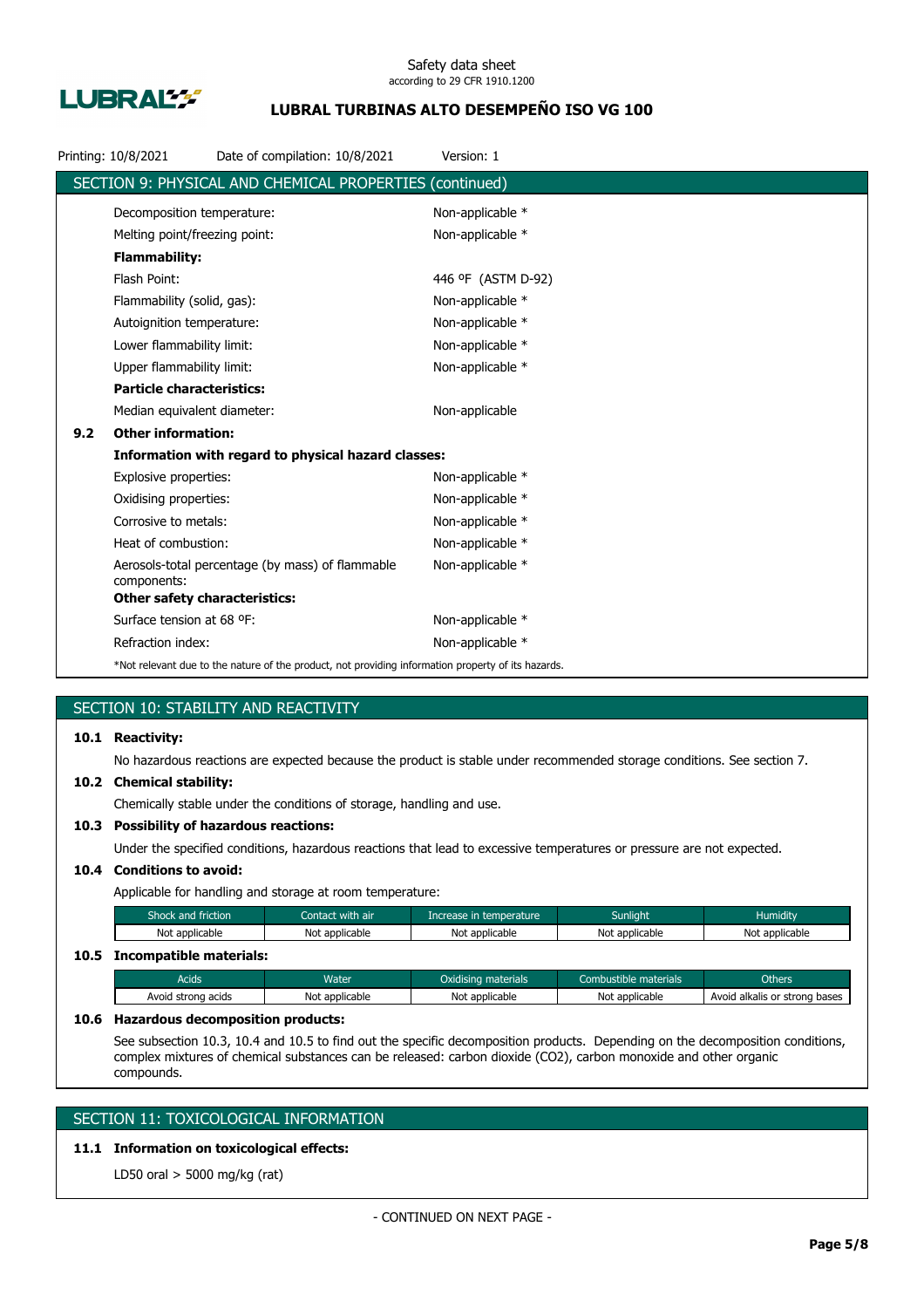## SECTION 9: PHYSICAL AND CHEMICAL PROPERTIES (continued)

| | |
|---|---|
| Decomposition temperature: | Non-applicable * |
| Melting point/freezing point: | Non-applicable * |
| **Flammability:** | |
| Flash Point: | 446 ºF (ASTM D-92) |
| Flammability (solid, gas): | Non-applicable * |
| Autoignition temperature: | Non-applicable * |
| Lower flammability limit: | Non-applicable * |
| Upper flammability limit: | Non-applicable * |
| **Particle characteristics:** | |
| Median equivalent diameter: | Non-applicable |

**9.2 Other information:**

**Information with regard to physical hazard classes:**

| | |
|---|---|
| Explosive properties: | Non-applicable * |
| Oxidising properties: | Non-applicable * |
| Corrosive to metals: | Non-applicable * |
| Heat of combustion: | Non-applicable * |
| Aerosols-total percentage (by mass) of flammable components: | Non-applicable * |

**Other safety characteristics:**

| | |
|---|---|
| Surface tension at 68 ºF: | Non-applicable * |
| Refraction index: | Non-applicable * |

*Not relevant due to the nature of the product, not providing information property of its hazards.

## SECTION 10: STABILITY AND REACTIVITY

**10.1 Reactivity:**

No hazardous reactions are expected because the product is stable under recommended storage conditions. See section 7.

**10.2 Chemical stability:**

Chemically stable under the conditions of storage, handling and use.

**10.3 Possibility of hazardous reactions:**

Under the specified conditions, hazardous reactions that lead to excessive temperatures or pressure are not expected.

**10.4 Conditions to avoid:**

Applicable for handling and storage at room temperature:

| Shock and friction | Contact with air | Increase in temperature | Sunlight | Humidity |
|---|---|---|---|---|
| Not applicable | Not applicable | Not applicable | Not applicable | Not applicable |

**10.5 Incompatible materials:**

| Acids | Water | Oxidising materials | Combustible materials | Others |
|---|---|---|---|---|
| Avoid strong acids | Not applicable | Not applicable | Not applicable | Avoid alkalis or strong bases |

**10.6 Hazardous decomposition products:**

See subsection 10.3, 10.4 and 10.5 to find out the specific decomposition products. Depending on the decomposition conditions, complex mixtures of chemical substances can be released: carbon dioxide ($CO_2$), carbon monoxide and other organic compounds.

## SECTION 11: TOXICOLOGICAL INFORMATION

**11.1 Information on toxicological effects:**

LD50 oral > 5000 mg/kg (rat)

- CONTINUED ON NEXT PAGE -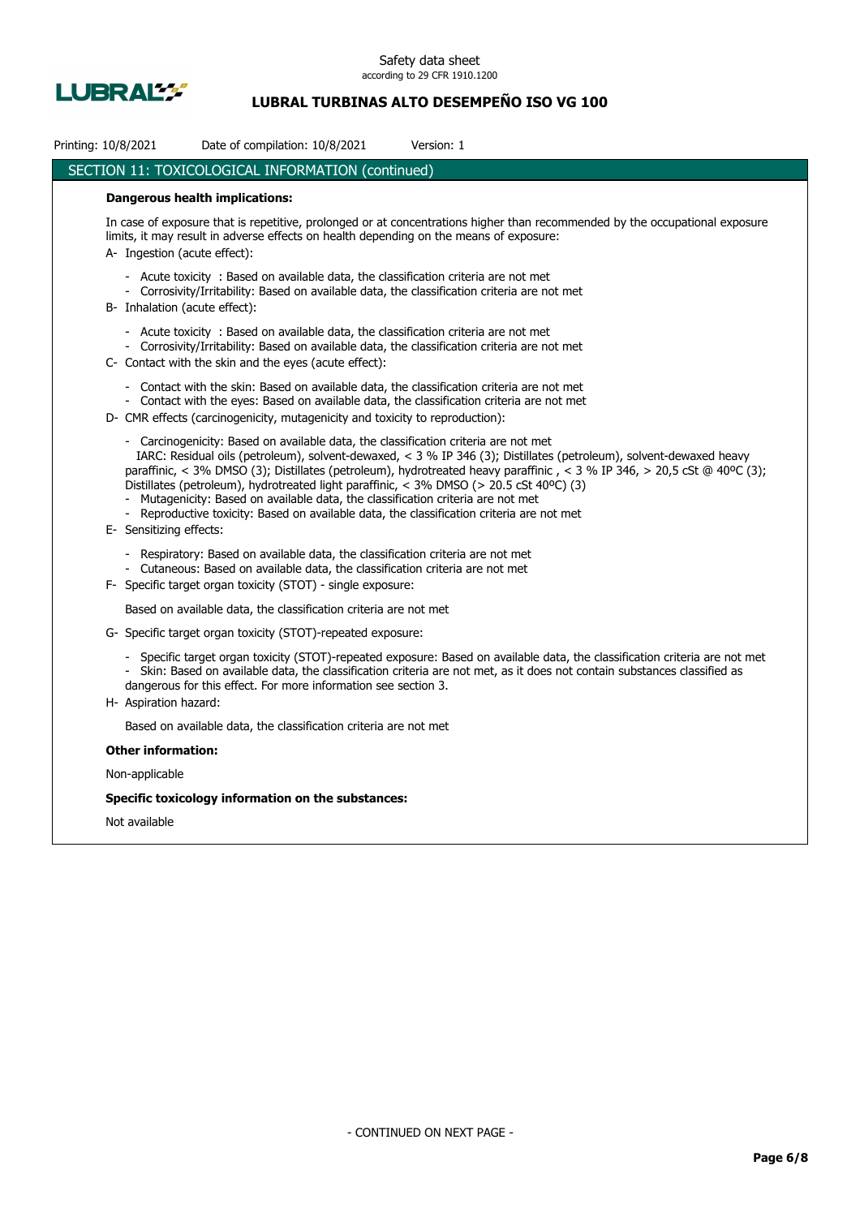## SECTION 11: TOXICOLOGICAL INFORMATION (continued)

**Dangerous health implications:**

In case of exposure that is repetitive, prolonged or at concentrations higher than recommended by the occupational exposure limits, it may result in adverse effects on health depending on the means of exposure:

A- Ingestion (acute effect):

- Acute toxicity : Based on available data, the classification criteria are not met
- Corrosivity/Irritability: Based on available data, the classification criteria are not met

B- Inhalation (acute effect):

- Acute toxicity : Based on available data, the classification criteria are not met
- Corrosivity/Irritability: Based on available data, the classification criteria are not met

C- Contact with the skin and the eyes (acute effect):

- Contact with the skin: Based on available data, the classification criteria are not met
- Contact with the eyes: Based on available data, the classification criteria are not met

D- CMR effects (carcinogenicity, mutagenicity and toxicity to reproduction):

- Carcinogenicity: Based on available data, the classification criteria are not met
  IARC: Residual oils (petroleum), solvent-dewaxed, < 3 % IP 346 (3); Distillates (petroleum), solvent-dewaxed heavy paraffinic, < 3% DMSO (3); Distillates (petroleum), hydrotreated heavy paraffinic , < 3 % IP 346, > 20,5 cSt @ 40ºC (3); Distillates (petroleum), hydrotreated light paraffinic, < 3% DMSO (> 20.5 cSt 40ºC) (3)
- Mutagenicity: Based on available data, the classification criteria are not met
- Reproductive toxicity: Based on available data, the classification criteria are not met

E- Sensitizing effects:

- Respiratory: Based on available data, the classification criteria are not met
- Cutaneous: Based on available data, the classification criteria are not met

F- Specific target organ toxicity (STOT) - single exposure:

Based on available data, the classification criteria are not met

G- Specific target organ toxicity (STOT)-repeated exposure:

- Specific target organ toxicity (STOT)-repeated exposure: Based on available data, the classification criteria are not met
- Skin: Based on available data, the classification criteria are not met, as it does not contain substances classified as dangerous for this effect. For more information see section 3.

H- Aspiration hazard:

Based on available data, the classification criteria are not met

**Other information:**

Non-applicable

**Specific toxicology information on the substances:**

Not available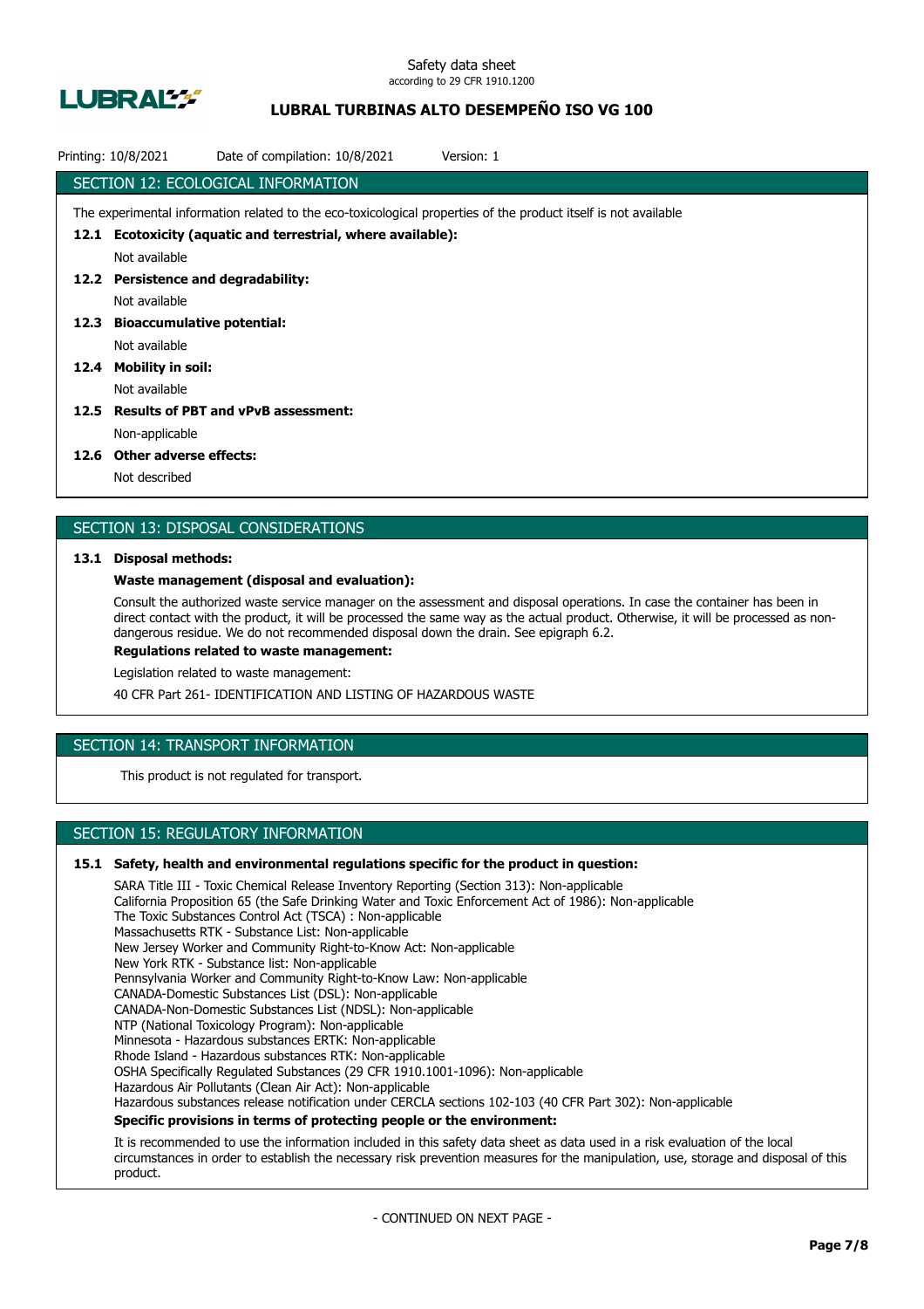## SECTION 12: ECOLOGICAL INFORMATION

The experimental information related to the eco-toxicological properties of the product itself is not available

**12.1 Ecotoxicity (aquatic and terrestrial, where available):**

Not available

**12.2 Persistence and degradability:**

Not available

**12.3 Bioaccumulative potential:**

Not available

**12.4 Mobility in soil:**

Not available

**12.5 Results of PBT and vPvB assessment:**

Non-applicable

**12.6 Other adverse effects:**

Not described

## SECTION 13: DISPOSAL CONSIDERATIONS

**13.1 Disposal methods:**

**Waste management (disposal and evaluation):**

Consult the authorized waste service manager on the assessment and disposal operations. In case the container has been in direct contact with the product, it will be processed the same way as the actual product. Otherwise, it will be processed as non-dangerous residue. We do not recommended disposal down the drain. See epigraph 6.2.

**Regulations related to waste management:**

Legislation related to waste management:

40 CFR Part 261- IDENTIFICATION AND LISTING OF HAZARDOUS WASTE

## SECTION 14: TRANSPORT INFORMATION

This product is not regulated for transport.

## SECTION 15: REGULATORY INFORMATION

**15.1 Safety, health and environmental regulations specific for the product in question:**

SARA Title III - Toxic Chemical Release Inventory Reporting (Section 313): Non-applicable
California Proposition 65 (the Safe Drinking Water and Toxic Enforcement Act of 1986): Non-applicable
The Toxic Substances Control Act (TSCA) : Non-applicable
Massachusetts RTK - Substance List: Non-applicable
New Jersey Worker and Community Right-to-Know Act: Non-applicable
New York RTK - Substance list: Non-applicable
Pennsylvania Worker and Community Right-to-Know Law: Non-applicable
CANADA-Domestic Substances List (DSL): Non-applicable
CANADA-Non-Domestic Substances List (NDSL): Non-applicable
NTP (National Toxicology Program): Non-applicable
Minnesota - Hazardous substances ERTK: Non-applicable
Rhode Island - Hazardous substances RTK: Non-applicable
OSHA Specifically Regulated Substances (29 CFR 1910.1001-1096): Non-applicable
Hazardous Air Pollutants (Clean Air Act): Non-applicable
Hazardous substances release notification under CERCLA sections 102-103 (40 CFR Part 302): Non-applicable

**Specific provisions in terms of protecting people or the environment:**

It is recommended to use the information included in this safety data sheet as data used in a risk evaluation of the local circumstances in order to establish the necessary risk prevention measures for the manipulation, use, storage and disposal of this product.

- CONTINUED ON NEXT PAGE -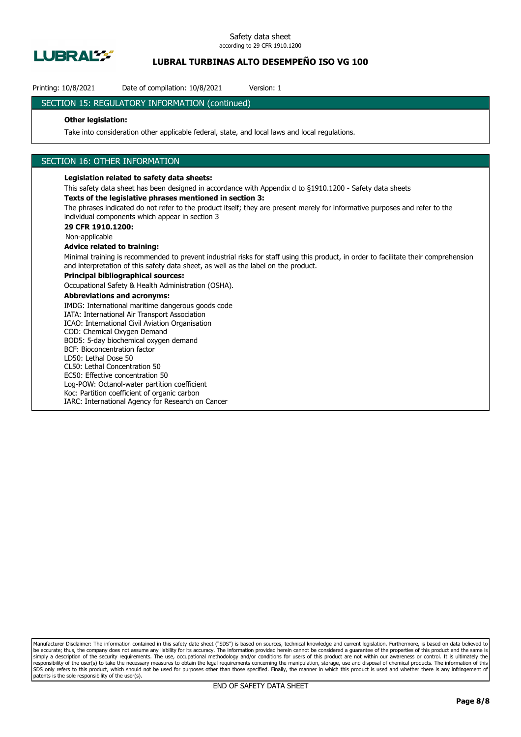## SECTION 15: REGULATORY INFORMATION (continued)

**Other legislation:**

Take into consideration other applicable federal, state, and local laws and local regulations.

## SECTION 16: OTHER INFORMATION

**Legislation related to safety data sheets:**

This safety data sheet has been designed in accordance with Appendix d to §1910.1200 - Safety data sheets

**Texts of the legislative phrases mentioned in section 3:**

The phrases indicated do not refer to the product itself; they are present merely for informative purposes and refer to the individual components which appear in section 3

**29 CFR 1910.1200:**

Non-applicable

**Advice related to training:**

Minimal training is recommended to prevent industrial risks for staff using this product, in order to facilitate their comprehension and interpretation of this safety data sheet, as well as the label on the product.

**Principal bibliographical sources:**

Occupational Safety & Health Administration (OSHA).

**Abbreviations and acronyms:**

IMDG: International maritime dangerous goods code
IATA: International Air Transport Association
ICAO: International Civil Aviation Organisation
COD: Chemical Oxygen Demand
BOD5: 5-day biochemical oxygen demand
BCF: Bioconcentration factor
LD50: Lethal Dose 50
CL50: Lethal Concentration 50
EC50: Effective concentration 50
Log-POW: Octanol-water partition coefficient
Koc: Partition coefficient of organic carbon
IARC: International Agency for Research on Cancer

Manufacturer Disclaimer: The information contained in this safety date sheet ("SDS") is based on sources, technical knowledge and current legislation. Furthermore, is based on data believed to be accurate; thus, the company does not assume any liability for its accuracy. The information provided herein cannot be considered a guarantee of the properties of this product and the same is simply a description of the security requirements. The use, occupational methodology and/or conditions for users of this product are not within our awareness or control. It is ultimately the responsibility of the user(s) to take the necessary measures to obtain the legal requirements concerning the manipulation, storage, use and disposal of chemical products. The information of this SDS only refers to this product, which should not be used for purposes other than those specified. Finally, the manner in which this product is used and whether there is any infringement of patents is the sole responsibility of the user(s).

END OF SAFETY DATA SHEET